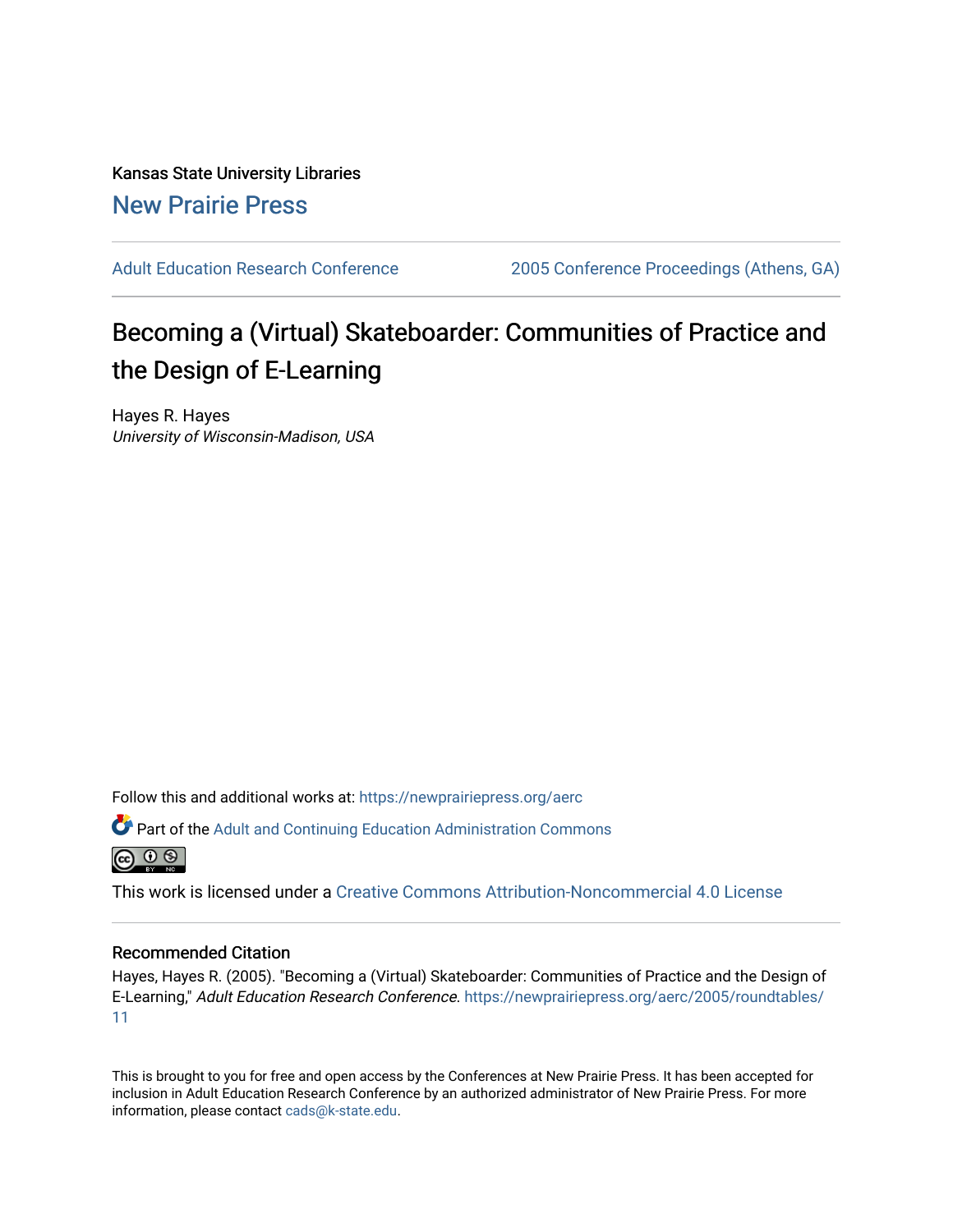Kansas State University Libraries

New Prairie Press

Adult Education Research Conference | 2005 Conference Proceedings (Athens, GA)

# Becoming a (Virtual) Skateboarder: Communities of Practice and the Design of E-Learning

Hayes R. Hayes
*University of Wisconsin-Madison, USA*

Follow this and additional works at: https://newprairiepress.org/aerc

Part of the Adult and Continuing Education Administration Commons

This work is licensed under a Creative Commons Attribution-Noncommercial 4.0 License

## Recommended Citation

Hayes, Hayes R. (2005). "Becoming a (Virtual) Skateboarder: Communities of Practice and the Design of E-Learning," *Adult Education Research Conference*. https://newprairiepress.org/aerc/2005/roundtables/11

This is brought to you for free and open access by the Conferences at New Prairie Press. It has been accepted for inclusion in Adult Education Research Conference by an authorized administrator of New Prairie Press. For more information, please contact cads@k-state.edu.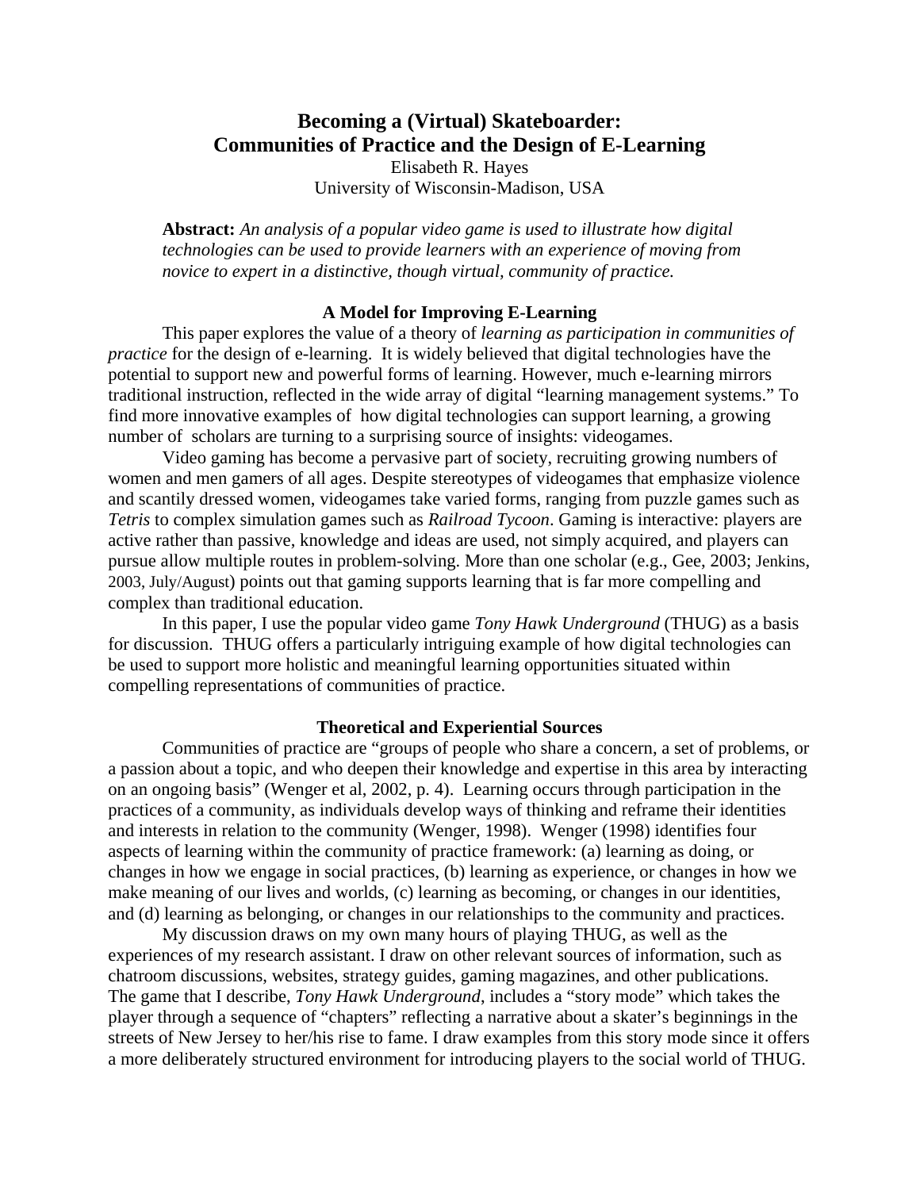# Becoming a (Virtual) Skateboarder: Communities of Practice and the Design of E-Learning

Elisabeth R. Hayes
University of Wisconsin-Madison, USA

> **Abstract:** *An analysis of a popular video game is used to illustrate how digital technologies can be used to provide learners with an experience of moving from novice to expert in a distinctive, though virtual, community of practice.*

## A Model for Improving E-Learning

This paper explores the value of a theory of *learning as participation in communities of practice* for the design of e-learning. It is widely believed that digital technologies have the potential to support new and powerful forms of learning. However, much e-learning mirrors traditional instruction, reflected in the wide array of digital "learning management systems." To find more innovative examples of how digital technologies can support learning, a growing number of scholars are turning to a surprising source of insights: videogames.

Video gaming has become a pervasive part of society, recruiting growing numbers of women and men gamers of all ages. Despite stereotypes of videogames that emphasize violence and scantily dressed women, videogames take varied forms, ranging from puzzle games such as *Tetris* to complex simulation games such as *Railroad Tycoon*. Gaming is interactive: players are active rather than passive, knowledge and ideas are used, not simply acquired, and players can pursue allow multiple routes in problem-solving. More than one scholar (e.g., Gee, 2003; Jenkins, 2003, July/August) points out that gaming supports learning that is far more compelling and complex than traditional education.

In this paper, I use the popular video game *Tony Hawk Underground* (THUG) as a basis for discussion. THUG offers a particularly intriguing example of how digital technologies can be used to support more holistic and meaningful learning opportunities situated within compelling representations of communities of practice.

## Theoretical and Experiential Sources

Communities of practice are "groups of people who share a concern, a set of problems, or a passion about a topic, and who deepen their knowledge and expertise in this area by interacting on an ongoing basis" (Wenger et al, 2002, p. 4). Learning occurs through participation in the practices of a community, as individuals develop ways of thinking and reframe their identities and interests in relation to the community (Wenger, 1998). Wenger (1998) identifies four aspects of learning within the community of practice framework: (a) learning as doing, or changes in how we engage in social practices, (b) learning as experience, or changes in how we make meaning of our lives and worlds, (c) learning as becoming, or changes in our identities, and (d) learning as belonging, or changes in our relationships to the community and practices.

My discussion draws on my own many hours of playing THUG, as well as the experiences of my research assistant. I draw on other relevant sources of information, such as chatroom discussions, websites, strategy guides, gaming magazines, and other publications. The game that I describe, *Tony Hawk Underground*, includes a "story mode" which takes the player through a sequence of "chapters" reflecting a narrative about a skater's beginnings in the streets of New Jersey to her/his rise to fame. I draw examples from this story mode since it offers a more deliberately structured environment for introducing players to the social world of THUG.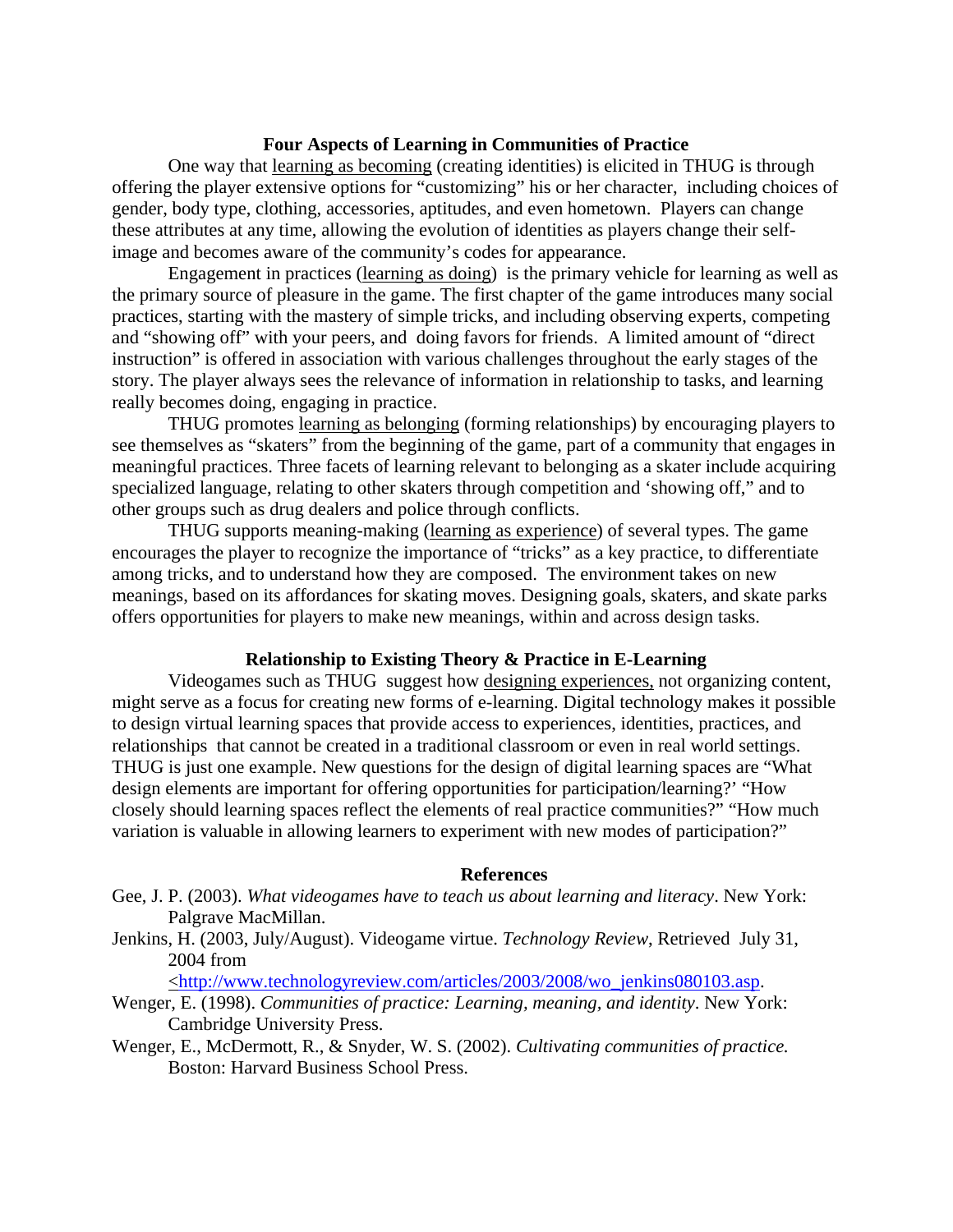## Four Aspects of Learning in Communities of Practice

One way that <u>learning as becoming</u> (creating identities) is elicited in THUG is through offering the player extensive options for "customizing" his or her character, including choices of gender, body type, clothing, accessories, aptitudes, and even hometown. Players can change these attributes at any time, allowing the evolution of identities as players change their self-image and becomes aware of the community's codes for appearance.

Engagement in practices (<u>learning as doing</u>) is the primary vehicle for learning as well as the primary source of pleasure in the game. The first chapter of the game introduces many social practices, starting with the mastery of simple tricks, and including observing experts, competing and "showing off" with your peers, and doing favors for friends. A limited amount of "direct instruction" is offered in association with various challenges throughout the early stages of the story. The player always sees the relevance of information in relationship to tasks, and learning really becomes doing, engaging in practice.

THUG promotes <u>learning as belonging</u> (forming relationships) by encouraging players to see themselves as "skaters" from the beginning of the game, part of a community that engages in meaningful practices. Three facets of learning relevant to belonging as a skater include acquiring specialized language, relating to other skaters through competition and 'showing off," and to other groups such as drug dealers and police through conflicts.

THUG supports meaning-making (<u>learning as experience</u>) of several types. The game encourages the player to recognize the importance of "tricks" as a key practice, to differentiate among tricks, and to understand how they are composed. The environment takes on new meanings, based on its affordances for skating moves. Designing goals, skaters, and skate parks offers opportunities for players to make new meanings, within and across design tasks.

## Relationship to Existing Theory & Practice in E-Learning

Videogames such as THUG suggest how <u>designing experiences,</u> not organizing content, might serve as a focus for creating new forms of e-learning. Digital technology makes it possible to design virtual learning spaces that provide access to experiences, identities, practices, and relationships that cannot be created in a traditional classroom or even in real world settings. THUG is just one example. New questions for the design of digital learning spaces are "What design elements are important for offering opportunities for participation/learning?' "How closely should learning spaces reflect the elements of real practice communities?" "How much variation is valuable in allowing learners to experiment with new modes of participation?"

## References

Gee, J. P. (2003). *What videogames have to teach us about learning and literacy*. New York: Palgrave MacMillan.

Jenkins, H. (2003, July/August). Videogame virtue. *Technology Review*, Retrieved July 31, 2004 from <http://www.technologyreview.com/articles/2003/2008/wo_jenkins080103.asp.

Wenger, E. (1998). *Communities of practice: Learning, meaning, and identity*. New York: Cambridge University Press.

Wenger, E., McDermott, R., & Snyder, W. S. (2002). *Cultivating communities of practice.* Boston: Harvard Business School Press.